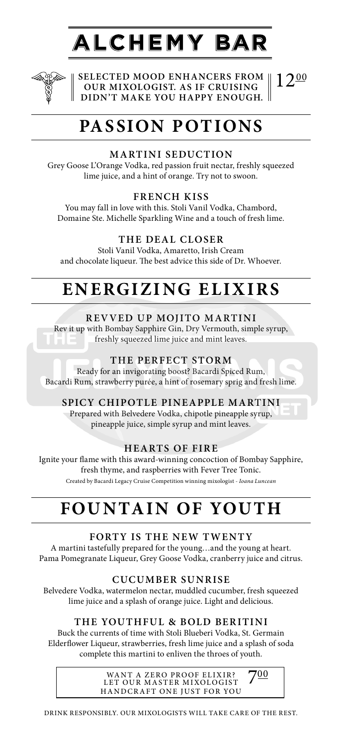# ALCHEMY BAR

SELECTED MOOD ENHANCERS FROM OUR MIXOLOGIST. AS IF CRUISING DIDN'T MAKE YOU HAPPY ENOUGH. 12^00

## PASSION POTIONS

### MARTINI SEDUCTION

Grey Goose L'Orange Vodka, red passion fruit nectar, freshly squeezed lime juice, and a hint of orange. Try not to swoon.

### FRENCH KISS

You may fall in love with this. Stoli Vanil Vodka, Chambord, Domaine Ste. Michelle Sparkling Wine and a touch of fresh lime.

### THE DEAL CLOSER

Stoli Vanil Vodka, Amaretto, Irish Cream and chocolate liqueur. The best advice this side of Dr. Whoever.

## ENERGIZING ELIXIRS

### REVVED UP MOJITO MARTINI

Rev it up with Bombay Sapphire Gin, Dry Vermouth, simple syrup, freshly squeezed lime juice and mint leaves.

### THE PERFECT STORM

Ready for an invigorating boost? Bacardi Spiced Rum, Bacardi Rum, strawberry purée, a hint of rosemary sprig and fresh lime.

### SPICY CHIPOTLE PINEAPPLE MARTINI

Prepared with Belvedere Vodka, chipotle pineapple syrup, pineapple juice, simple syrup and mint leaves.

### HEARTS OF FIRE

Ignite your flame with this award-winning concoction of Bombay Sapphire, fresh thyme, and raspberries with Fever Tree Tonic.

Created by Bacardi Legacy Cruise Competition winning mixologist - *Ioana Luncean*

## FOUNTAIN OF YOUTH

### FORTY IS THE NEW TWENTY

A martini tastefully prepared for the young…and the young at heart. Pama Pomegranate Liqueur, Grey Goose Vodka, cranberry juice and citrus.

### CUCUMBER SUNRISE

Belvedere Vodka, watermelon nectar, muddled cucumber, fresh squeezed lime juice and a splash of orange juice. Light and delicious.

### THE YOUTHFUL & BOLD BERITINI

Buck the currents of time with Stoli Blueberi Vodka, St. Germain Elderflower Liqueur, strawberries, fresh lime juice and a splash of soda complete this martini to enliven the throes of youth.

WANT A ZERO PROOF ELIXIR? LET OUR MASTER MIXOLOGIST HANDCRAFT ONE JUST FOR YOU 7^00

DRINK RESPONSIBLY. OUR MIXOLOGISTS WILL TAKE CARE OF THE REST.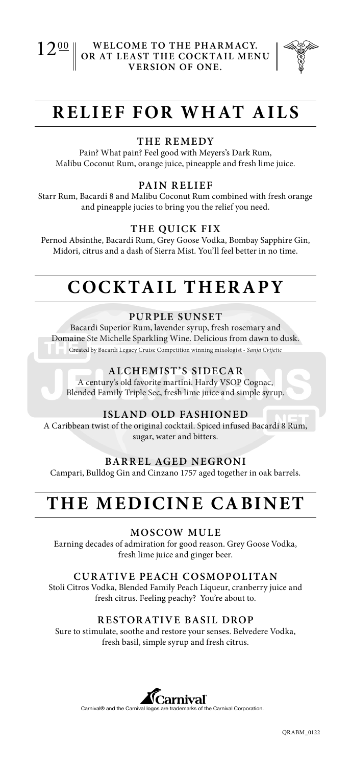12[00] **WELCOME TO THE PHARMACY. OR AT LEAST THE COCKTAIL MENU VERSION OF ONE.**

# RELIEF FOR WHAT AILS

### THE REMEDY

Pain? What pain? Feel good with Meyers's Dark Rum, Malibu Coconut Rum, orange juice, pineapple and fresh lime juice.

### PAIN RELIEF

Starr Rum, Bacardi 8 and Malibu Coconut Rum combined with fresh orange and pineapple jucies to bring you the relief you need.

### THE QUICK FIX

Pernod Absinthe, Bacardi Rum, Grey Goose Vodka, Bombay Sapphire Gin, Midori, citrus and a dash of Sierra Mist. You'll feel better in no time.

# COCKTAIL THERAPY

### PURPLE SUNSET

Bacardi Superior Rum, lavender syrup, fresh rosemary and Domaine Ste Michelle Sparkling Wine. Delicious from dawn to dusk.

Created by Bacardi Legacy Cruise Competition winning mixologist - *Sanja Cvijetic*

### ALCHEMIST'S SIDECAR

A century's old favorite martini. Hardy VSOP Cognac, Blended Family Triple Sec, fresh lime juice and simple syrup.

### ISLAND OLD FASHIONED

A Caribbean twist of the original cocktail. Spiced infused Bacardi 8 Rum, sugar, water and bitters.

### BARREL AGED NEGRONI

Campari, Bulldog Gin and Cinzano 1757 aged together in oak barrels.

# THE MEDICINE CABINET

### MOSCOW MULE

Earning decades of admiration for good reason. Grey Goose Vodka, fresh lime juice and ginger beer.

### CURATIVE PEACH COSMOPOLITAN

Stoli Citros Vodka, Blended Family Peach Liqueur, cranberry juice and fresh citrus. Feeling peachy? You're about to.

### RESTORATIVE BASIL DROP

Sure to stimulate, soothe and restore your senses. Belvedere Vodka, fresh basil, simple syrup and fresh citrus.

Carnival

Carnival® and the Carnival logos are trademarks of the Carnival Corporation.

QRABM_0122